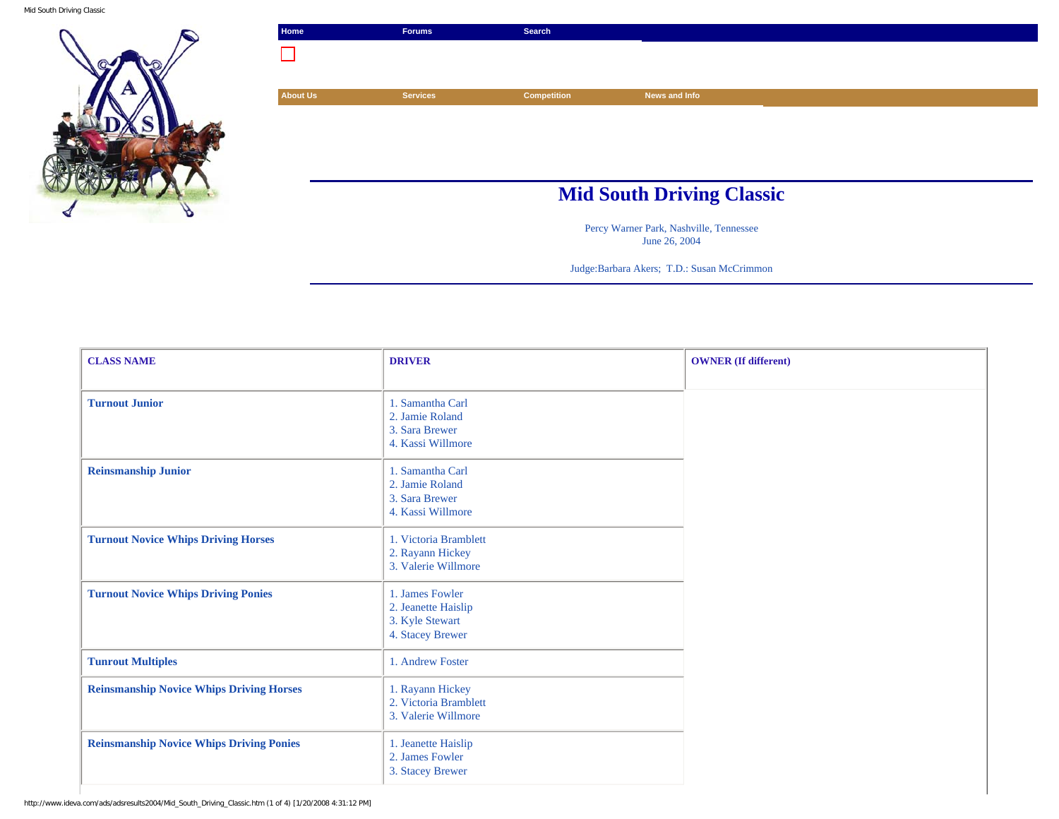Home | Forums | Search

About Us | Services | Competition | News and Info

# Mid South Driving Classic

Percy Warner Park, Nashville, Tennessee
June 26, 2004

Judge:Barbara Akers; T.D.: Susan McCrimmon

| CLASS NAME | DRIVER | OWNER (If different) |
|---|---|---|
| Turnout Junior | 1. Samantha Carl<br>2. Jamie Roland<br>3. Sara Brewer<br>4. Kassi Willmore | |
| Reinsmanship Junior | 1. Samantha Carl<br>2. Jamie Roland<br>3. Sara Brewer<br>4. Kassi Willmore | |
| Turnout Novice Whips Driving Horses | 1. Victoria Bramblett<br>2. Rayann Hickey<br>3. Valerie Willmore | |
| Turnout Novice Whips Driving Ponies | 1. James Fowler<br>2. Jeanette Haislip<br>3. Kyle Stewart<br>4. Stacey Brewer | |
| Tunrout Multiples | 1. Andrew Foster | |
| Reinsmanship Novice Whips Driving Horses | 1. Rayann Hickey<br>2. Victoria Bramblett<br>3. Valerie Willmore | |
| Reinsmanship Novice Whips Driving Ponies | 1. Jeanette Haislip<br>2. James Fowler<br>3. Stacey Brewer | |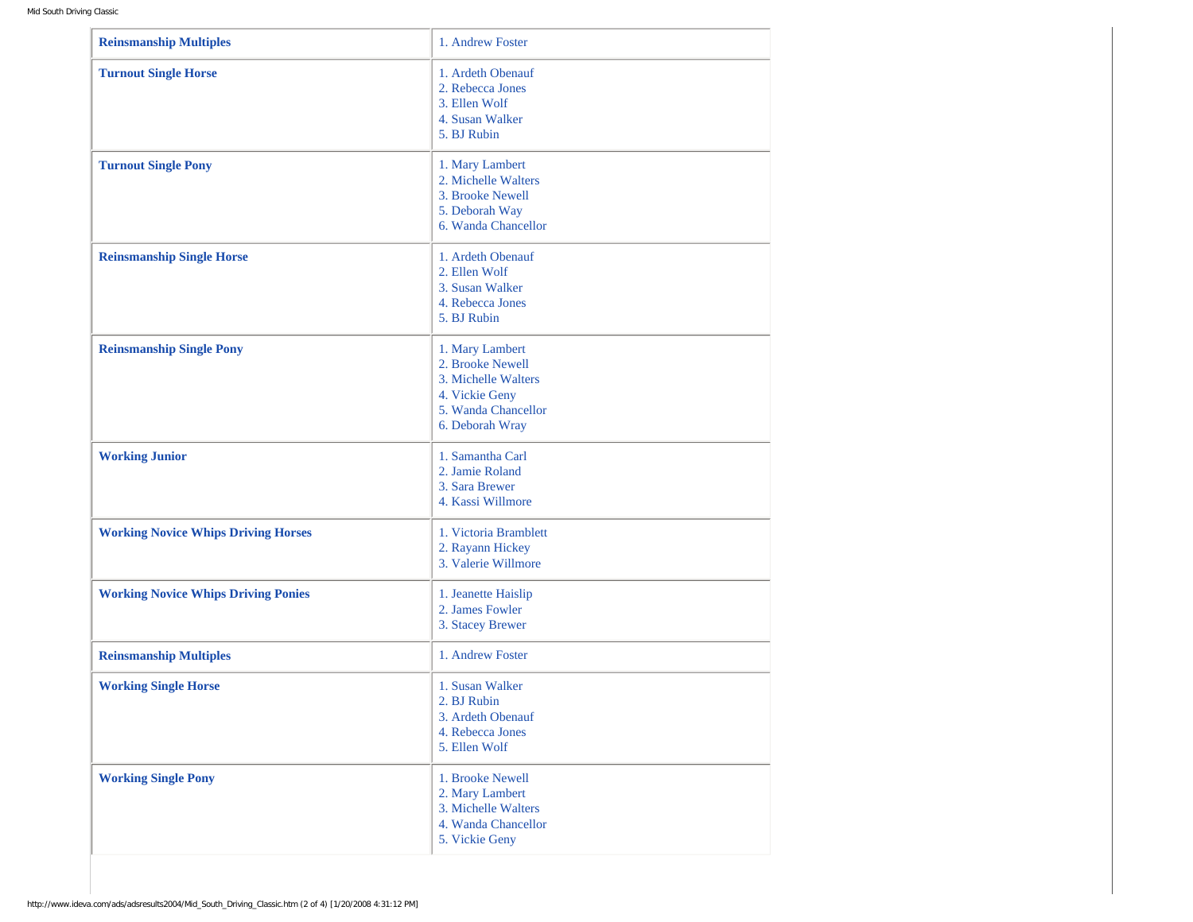| | |
|---|---|
| **Reinsmanship Multiples** | 1. Andrew Foster |
| **Turnout Single Horse** | 1. Ardeth Obenauf<br>2. Rebecca Jones<br>3. Ellen Wolf<br>4. Susan Walker<br>5. BJ Rubin |
| **Turnout Single Pony** | 1. Mary Lambert<br>2. Michelle Walters<br>3. Brooke Newell<br>5. Deborah Way<br>6. Wanda Chancellor |
| **Reinsmanship Single Horse** | 1. Ardeth Obenauf<br>2. Ellen Wolf<br>3. Susan Walker<br>4. Rebecca Jones<br>5. BJ Rubin |
| **Reinsmanship Single Pony** | 1. Mary Lambert<br>2. Brooke Newell<br>3. Michelle Walters<br>4. Vickie Geny<br>5. Wanda Chancellor<br>6. Deborah Wray |
| **Working Junior** | 1. Samantha Carl<br>2. Jamie Roland<br>3. Sara Brewer<br>4. Kassi Willmore |
| **Working Novice Whips Driving Horses** | 1. Victoria Bramblett<br>2. Rayann Hickey<br>3. Valerie Willmore |
| **Working Novice Whips Driving Ponies** | 1. Jeanette Haislip<br>2. James Fowler<br>3. Stacey Brewer |
| **Reinsmanship Multiples** | 1. Andrew Foster |
| **Working Single Horse** | 1. Susan Walker<br>2. BJ Rubin<br>3. Ardeth Obenauf<br>4. Rebecca Jones<br>5. Ellen Wolf |
| **Working Single Pony** | 1. Brooke Newell<br>2. Mary Lambert<br>3. Michelle Walters<br>4. Wanda Chancellor<br>5. Vickie Geny |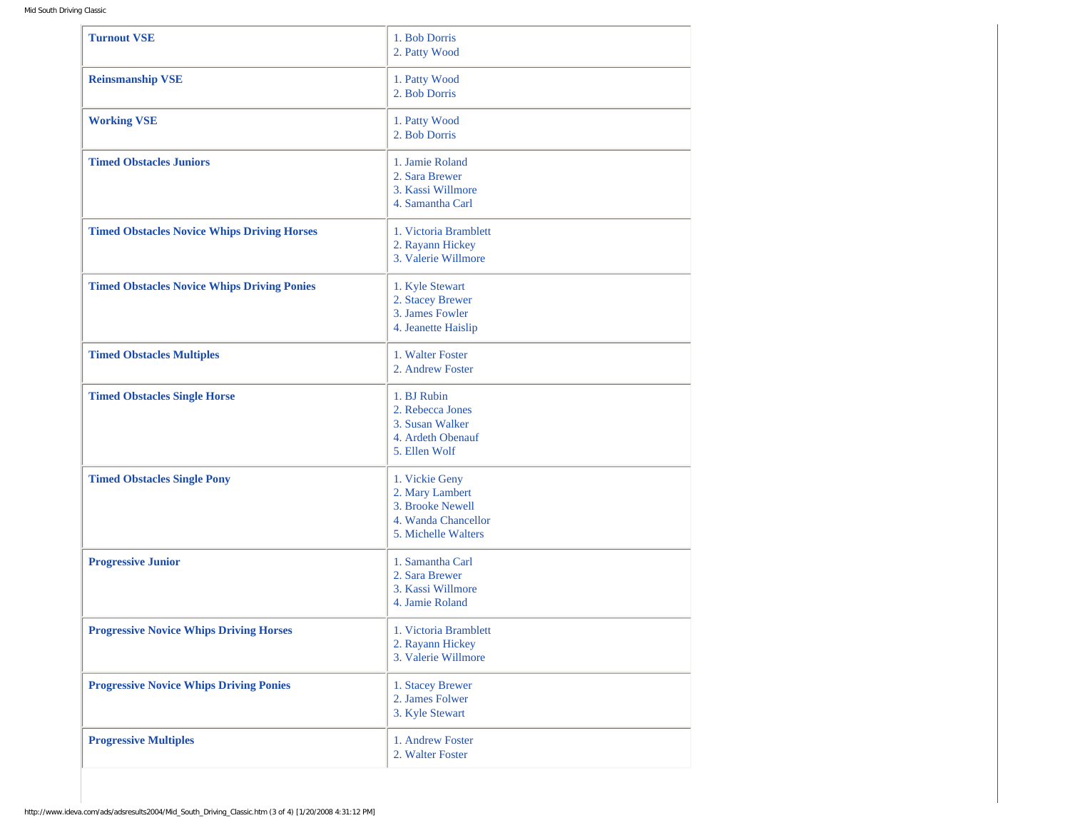| Class | Results |
| --- | --- |
| **Turnout VSE** | 1. Bob Dorris<br>2. Patty Wood |
| **Reinsmanship VSE** | 1. Patty Wood<br>2. Bob Dorris |
| **Working VSE** | 1. Patty Wood<br>2. Bob Dorris |
| **Timed Obstacles Juniors** | 1. Jamie Roland<br>2. Sara Brewer<br>3. Kassi Willmore<br>4. Samantha Carl |
| **Timed Obstacles Novice Whips Driving Horses** | 1. Victoria Bramblett<br>2. Rayann Hickey<br>3. Valerie Willmore |
| **Timed Obstacles Novice Whips Driving Ponies** | 1. Kyle Stewart<br>2. Stacey Brewer<br>3. James Fowler<br>4. Jeanette Haislip |
| **Timed Obstacles Multiples** | 1. Walter Foster<br>2. Andrew Foster |
| **Timed Obstacles Single Horse** | 1. BJ Rubin<br>2. Rebecca Jones<br>3. Susan Walker<br>4. Ardeth Obenauf<br>5. Ellen Wolf |
| **Timed Obstacles Single Pony** | 1. Vickie Geny<br>2. Mary Lambert<br>3. Brooke Newell<br>4. Wanda Chancellor<br>5. Michelle Walters |
| **Progressive Junior** | 1. Samantha Carl<br>2. Sara Brewer<br>3. Kassi Willmore<br>4. Jamie Roland |
| **Progressive Novice Whips Driving Horses** | 1. Victoria Bramblett<br>2. Rayann Hickey<br>3. Valerie Willmore |
| **Progressive Novice Whips Driving Ponies** | 1. Stacey Brewer<br>2. James Folwer<br>3. Kyle Stewart |
| **Progressive Multiples** | 1. Andrew Foster<br>2. Walter Foster |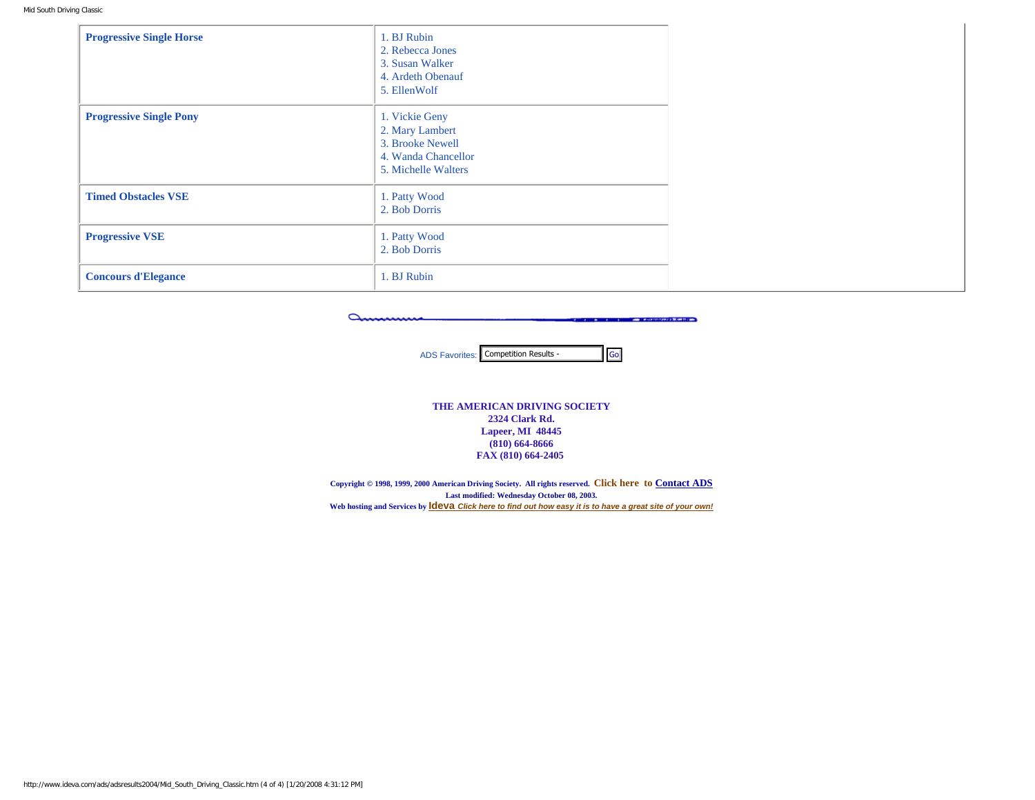| | |
|---|---|
| **Progressive Single Horse** | 1. BJ Rubin<br>2. Rebecca Jones<br>3. Susan Walker<br>4. Ardeth Obenauf<br>5. EllenWolf |
| **Progressive Single Pony** | 1. Vickie Geny<br>2. Mary Lambert<br>3. Brooke Newell<br>4. Wanda Chancellor<br>5. Michelle Walters |
| **Timed Obstacles VSE** | 1. Patty Wood<br>2. Bob Dorris |
| **Progressive VSE** | 1. Patty Wood<br>2. Bob Dorris |
| **Concours d'Elegance** | 1. BJ Rubin |

ADS Favorites: Competition Results - Go

**THE AMERICAN DRIVING SOCIETY**
**2324 Clark Rd.**
**Lapeer, MI 48445**
**(810) 664-8666**
**FAX (810) 664-2405**

**Copyright © 1998, 1999, 2000 American Driving Society. All rights reserved.** **Click here to Contact ADS**
**Last modified: Wednesday October 08, 2003.**
**Web hosting and Services by Ideva** ***Click here to find out how easy it is to have a great site of your own!***